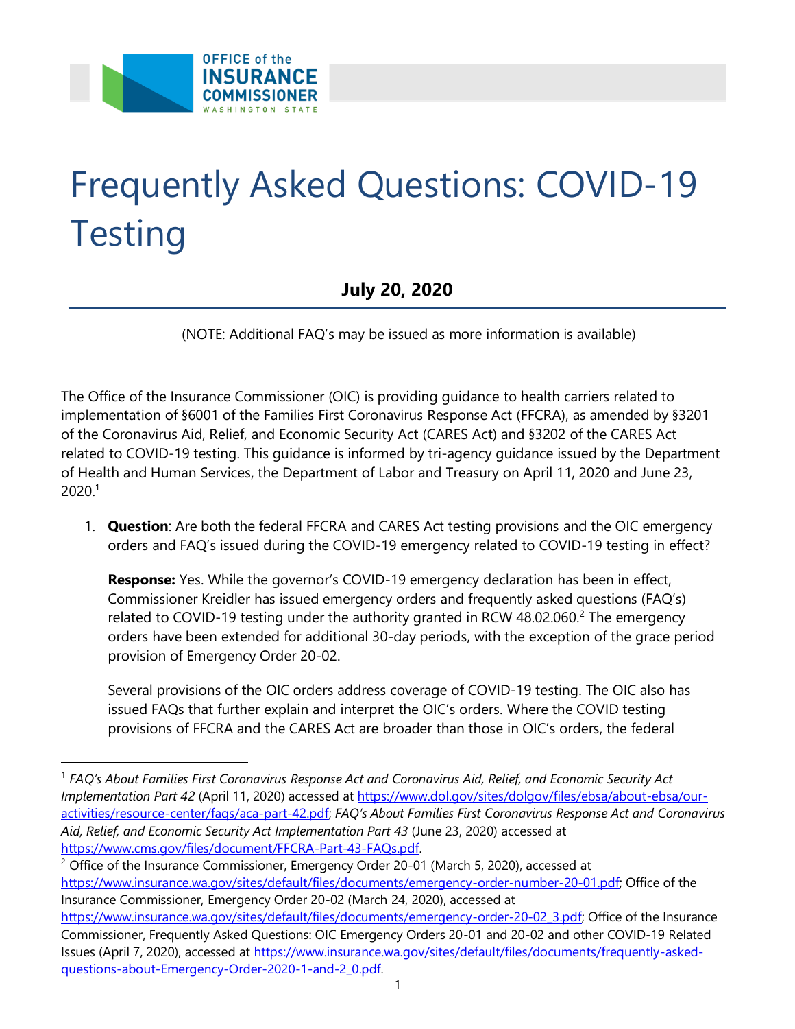OFFICE of the INSURANCE COMMISSIONER WASHINGTON STATE

# Frequently Asked Questions: COVID-19 Testing

**July 20, 2020**

(NOTE: Additional FAQ's may be issued as more information is available)

The Office of the Insurance Commissioner (OIC) is providing guidance to health carriers related to implementation of §6001 of the Families First Coronavirus Response Act (FFCRA), as amended by §3201 of the Coronavirus Aid, Relief, and Economic Security Act (CARES Act) and §3202 of the CARES Act related to COVID-19 testing. This guidance is informed by tri-agency guidance issued by the Department of Health and Human Services, the Department of Labor and Treasury on April 11, 2020 and June 23, 2020.[1]

1. **Question**: Are both the federal FFCRA and CARES Act testing provisions and the OIC emergency orders and FAQ's issued during the COVID-19 emergency related to COVID-19 testing in effect?

   **Response:** Yes. While the governor's COVID-19 emergency declaration has been in effect, Commissioner Kreidler has issued emergency orders and frequently asked questions (FAQ's) related to COVID-19 testing under the authority granted in RCW 48.02.060.[2] The emergency orders have been extended for additional 30-day periods, with the exception of the grace period provision of Emergency Order 20-02.

   Several provisions of the OIC orders address coverage of COVID-19 testing. The OIC also has issued FAQs that further explain and interpret the OIC's orders. Where the COVID testing provisions of FFCRA and the CARES Act are broader than those in OIC's orders, the federal

---

[1] *FAQ's About Families First Coronavirus Response Act and Coronavirus Aid, Relief, and Economic Security Act Implementation Part 42* (April 11, 2020) accessed at https://www.dol.gov/sites/dolgov/files/ebsa/about-ebsa/our-activities/resource-center/faqs/aca-part-42.pdf; *FAQ's About Families First Coronavirus Response Act and Coronavirus Aid, Relief, and Economic Security Act Implementation Part 43* (June 23, 2020) accessed at https://www.cms.gov/files/document/FFCRA-Part-43-FAQs.pdf.

[2] Office of the Insurance Commissioner, Emergency Order 20-01 (March 5, 2020), accessed at https://www.insurance.wa.gov/sites/default/files/documents/emergency-order-number-20-01.pdf; Office of the Insurance Commissioner, Emergency Order 20-02 (March 24, 2020), accessed at https://www.insurance.wa.gov/sites/default/files/documents/emergency-order-20-02_3.pdf; Office of the Insurance Commissioner, Frequently Asked Questions: OIC Emergency Orders 20-01 and 20-02 and other COVID-19 Related Issues (April 7, 2020), accessed at https://www.insurance.wa.gov/sites/default/files/documents/frequently-asked-questions-about-Emergency-Order-2020-1-and-2_0.pdf.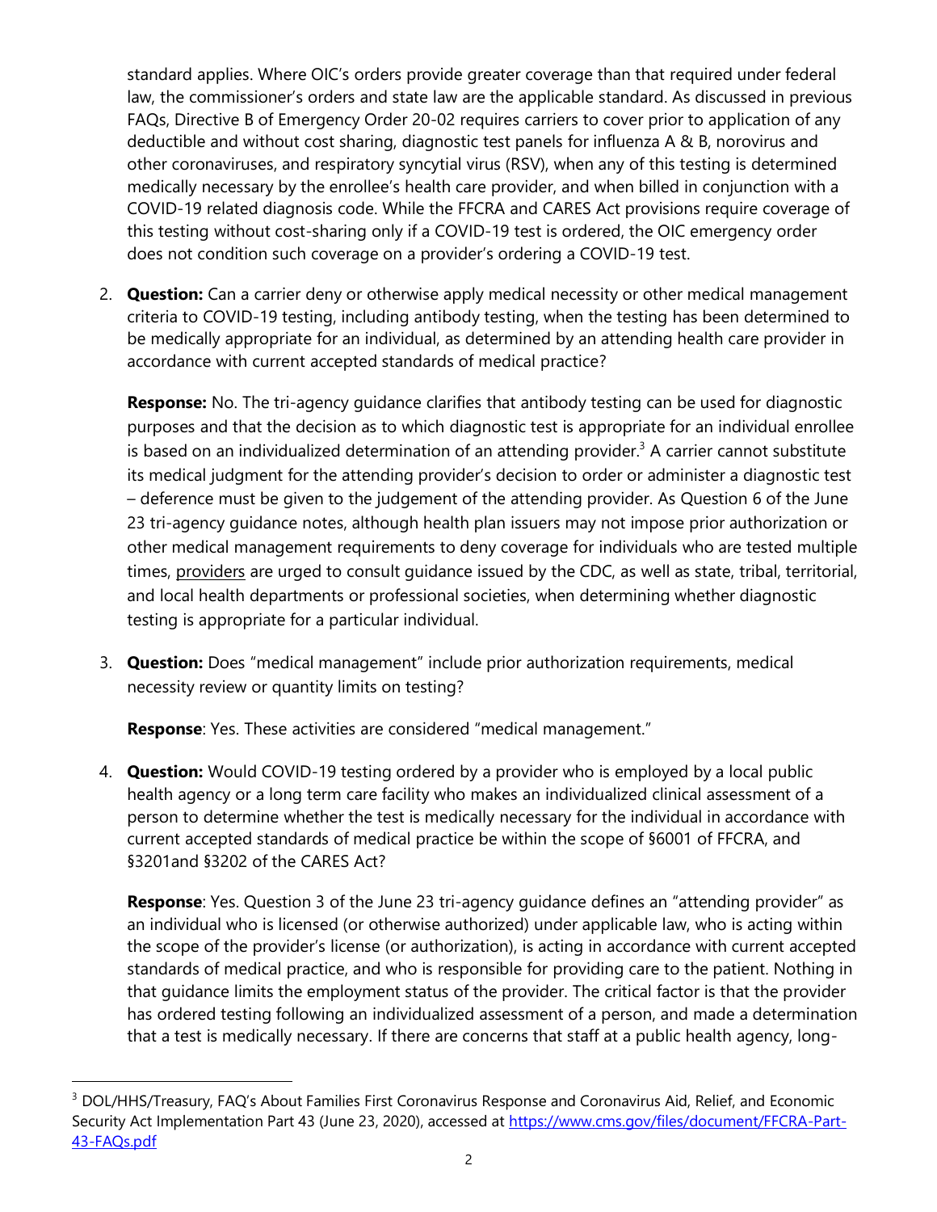standard applies. Where OIC's orders provide greater coverage than that required under federal law, the commissioner's orders and state law are the applicable standard. As discussed in previous FAQs, Directive B of Emergency Order 20-02 requires carriers to cover prior to application of any deductible and without cost sharing, diagnostic test panels for influenza A & B, norovirus and other coronaviruses, and respiratory syncytial virus (RSV), when any of this testing is determined medically necessary by the enrollee's health care provider, and when billed in conjunction with a COVID-19 related diagnosis code. While the FFCRA and CARES Act provisions require coverage of this testing without cost-sharing only if a COVID-19 test is ordered, the OIC emergency order does not condition such coverage on a provider's ordering a COVID-19 test.

2. **Question:** Can a carrier deny or otherwise apply medical necessity or other medical management criteria to COVID-19 testing, including antibody testing, when the testing has been determined to be medically appropriate for an individual, as determined by an attending health care provider in accordance with current accepted standards of medical practice?

   **Response:** No. The tri-agency guidance clarifies that antibody testing can be used for diagnostic purposes and that the decision as to which diagnostic test is appropriate for an individual enrollee is based on an individualized determination of an attending provider.[3] A carrier cannot substitute its medical judgment for the attending provider's decision to order or administer a diagnostic test – deference must be given to the judgement of the attending provider. As Question 6 of the June 23 tri-agency guidance notes, although health plan issuers may not impose prior authorization or other medical management requirements to deny coverage for individuals who are tested multiple times, <u>providers</u> are urged to consult guidance issued by the CDC, as well as state, tribal, territorial, and local health departments or professional societies, when determining whether diagnostic testing is appropriate for a particular individual.

3. **Question:** Does "medical management" include prior authorization requirements, medical necessity review or quantity limits on testing?

   **Response**: Yes. These activities are considered "medical management."

4. **Question:** Would COVID-19 testing ordered by a provider who is employed by a local public health agency or a long term care facility who makes an individualized clinical assessment of a person to determine whether the test is medically necessary for the individual in accordance with current accepted standards of medical practice be within the scope of §6001 of FFCRA, and §3201and §3202 of the CARES Act?

   **Response**: Yes. Question 3 of the June 23 tri-agency guidance defines an "attending provider" as an individual who is licensed (or otherwise authorized) under applicable law, who is acting within the scope of the provider's license (or authorization), is acting in accordance with current accepted standards of medical practice, and who is responsible for providing care to the patient. Nothing in that guidance limits the employment status of the provider. The critical factor is that the provider has ordered testing following an individualized assessment of a person, and made a determination that a test is medically necessary. If there are concerns that staff at a public health agency, long-

[3] DOL/HHS/Treasury, FAQ's About Families First Coronavirus Response and Coronavirus Aid, Relief, and Economic Security Act Implementation Part 43 (June 23, 2020), accessed at https://www.cms.gov/files/document/FFCRA-Part-43-FAQs.pdf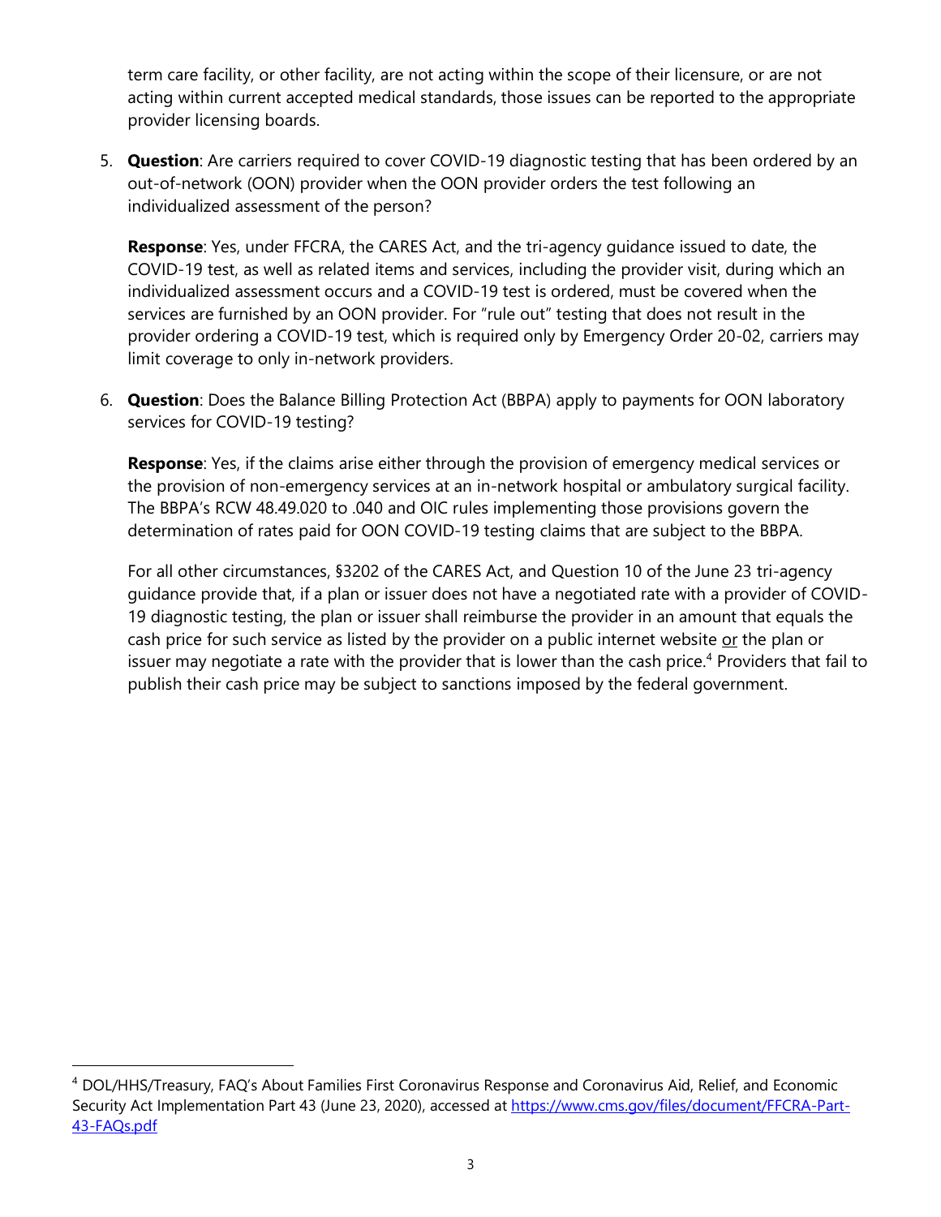term care facility, or other facility, are not acting within the scope of their licensure, or are not acting within current accepted medical standards, those issues can be reported to the appropriate provider licensing boards.

5. **Question**: Are carriers required to cover COVID-19 diagnostic testing that has been ordered by an out-of-network (OON) provider when the OON provider orders the test following an individualized assessment of the person?

   **Response**: Yes, under FFCRA, the CARES Act, and the tri-agency guidance issued to date, the COVID-19 test, as well as related items and services, including the provider visit, during which an individualized assessment occurs and a COVID-19 test is ordered, must be covered when the services are furnished by an OON provider. For "rule out" testing that does not result in the provider ordering a COVID-19 test, which is required only by Emergency Order 20-02, carriers may limit coverage to only in-network providers.

6. **Question**: Does the Balance Billing Protection Act (BBPA) apply to payments for OON laboratory services for COVID-19 testing?

   **Response**: Yes, if the claims arise either through the provision of emergency medical services or the provision of non-emergency services at an in-network hospital or ambulatory surgical facility. The BBPA's RCW 48.49.020 to .040 and OIC rules implementing those provisions govern the determination of rates paid for OON COVID-19 testing claims that are subject to the BBPA.

   For all other circumstances, §3202 of the CARES Act, and Question 10 of the June 23 tri-agency guidance provide that, if a plan or issuer does not have a negotiated rate with a provider of COVID-19 diagnostic testing, the plan or issuer shall reimburse the provider in an amount that equals the cash price for such service as listed by the provider on a public internet website or the plan or issuer may negotiate a rate with the provider that is lower than the cash price.[4] Providers that fail to publish their cash price may be subject to sanctions imposed by the federal government.

---

[4] DOL/HHS/Treasury, FAQ's About Families First Coronavirus Response and Coronavirus Aid, Relief, and Economic Security Act Implementation Part 43 (June 23, 2020), accessed at https://www.cms.gov/files/document/FFCRA-Part-43-FAQs.pdf